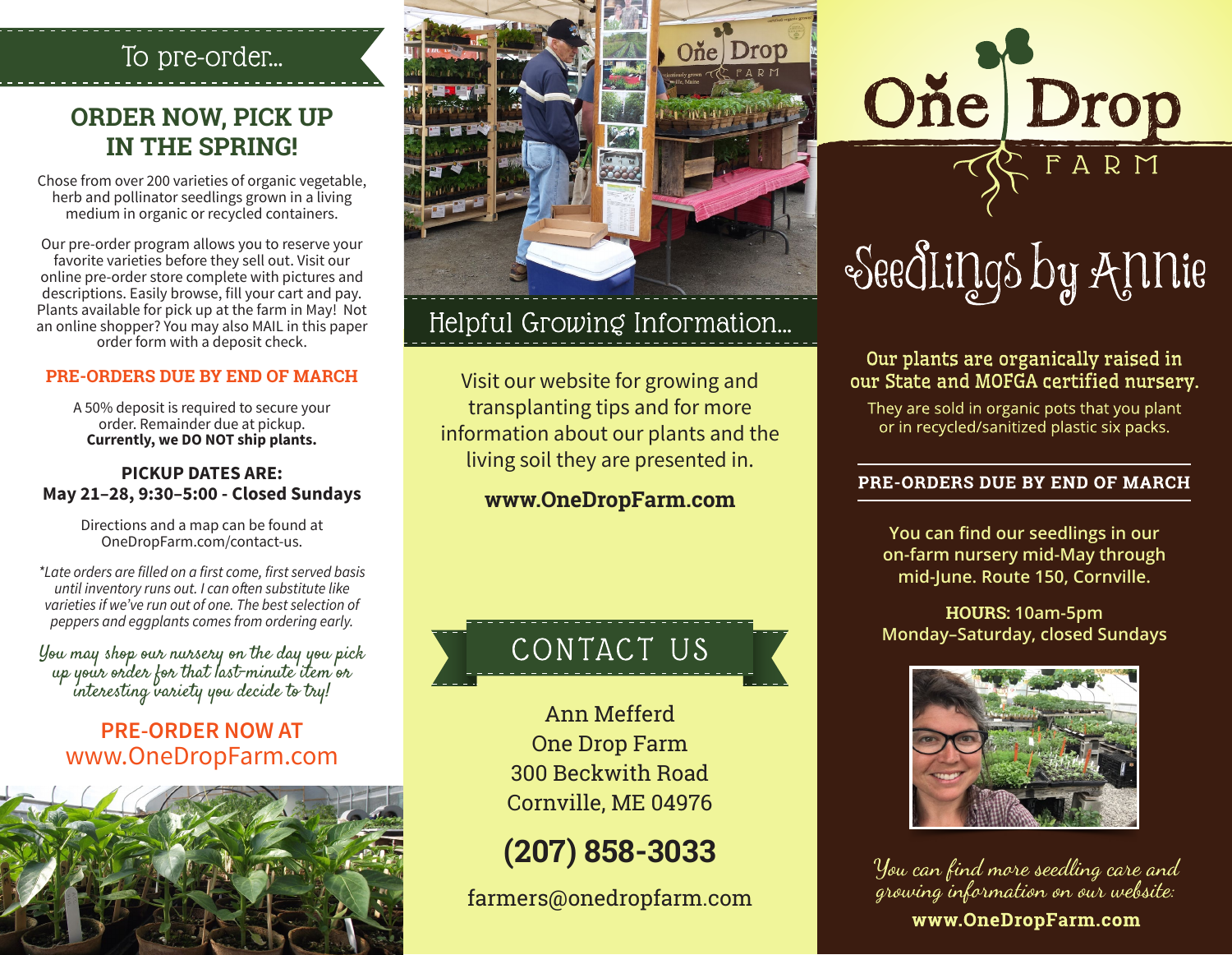## To pre-order...

### ORDER NOW, PICK UP IN THE SPRING!

Chose from over 200 varieties of organic vegetable, herb and pollinator seedlings grown in a living medium in organic or recycled containers.

Our pre-order program allows you to reserve your favorite varieties before they sell out. Visit our online pre-order store complete with pictures and descriptions. Easily browse, fill your cart and pay. Plants available for pick up at the farm in May! Not an online shopper? You may also MAIL in this paper order form with a deposit check.

**PRE-ORDERS DUE BY END OF MARCH**

A 50% deposit is required to secure your order. Remainder due at pickup.
**Currently, we DO NOT ship plants.**

**PICKUP DATES ARE:**
**May 21–28, 9:30–5:00 - Closed Sundays**

Directions and a map can be found at OneDropFarm.com/contact-us.

*\*Late orders are filled on a first come, first served basis until inventory runs out. I can often substitute like varieties if we've run out of one. The best selection of peppers and eggplants comes from ordering early.*

*You may shop our nursery on the day you pick up your order for that last-minute item or interesting variety you decide to try!*

**PRE-ORDER NOW AT**
www.OneDropFarm.com

## Helpful Growing Information...

Visit our website for growing and transplanting tips and for more information about our plants and the living soil they are presented in.

**www.OneDropFarm.com**

## CONTACT US

Ann Mefferd
One Drop Farm
300 Beckwith Road
Cornville, ME 04976

**(207) 858-3033**

farmers@onedropfarm.com

# One Drop FARM

## Seedlings by Annie

Our plants are organically raised in our State and MOFGA certified nursery.

They are sold in organic pots that you plant or in recycled/sanitized plastic six packs.

**PRE-ORDERS DUE BY END OF MARCH**

You can find our seedlings in our on-farm nursery mid-May through mid-June. Route 150, Cornville.

**HOURS:** 10am-5pm
Monday–Saturday, closed Sundays

*You can find more seedling care and growing information on our website:*

**www.OneDropFarm.com**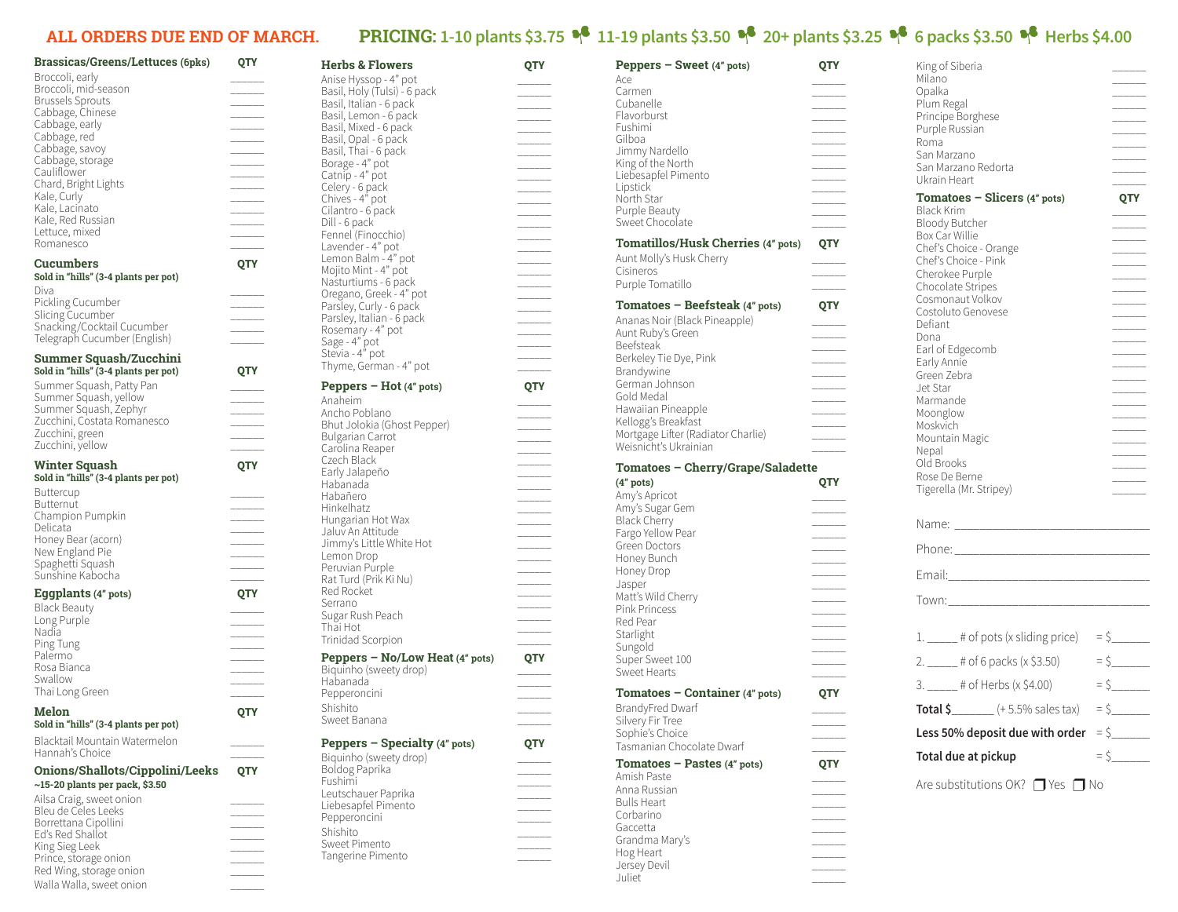**ALL ORDERS DUE END OF MARCH.** **PRICING:** 1-10 plants $3.75 · 11-19 plants $3.50 · 20+ plants $3.25 · 6 packs $3.50 · Herbs $4.00

## Brassicas/Greens/Lettuces (6pks)

| | QTY |
|---|---|
| Broccoli, early | ______ |
| Broccoli, mid-season | ______ |
| Brussels Sprouts | ______ |
| Cabbage, Chinese | ______ |
| Cabbage, early | ______ |
| Cabbage, red | ______ |
| Cabbage, savoy | ______ |
| Cabbage, storage | ______ |
| Cauliflower | ______ |
| Chard, Bright Lights | ______ |
| Kale, Curly | ______ |
| Kale, Lacinato | ______ |
| Kale, Red Russian | ______ |
| Lettuce, mixed | ______ |
| Romanesco | ______ |

## Cucumbers

Sold in "hills" (3-4 plants per pot)

| | QTY |
|---|---|
| Diva | ______ |
| Pickling Cucumber | ______ |
| Slicing Cucumber | ______ |
| Snacking/Cocktail Cucumber | ______ |
| Telegraph Cucumber (English) | ______ |

## Summer Squash/Zucchini

Sold in "hills" (3-4 plants per pot)

| | QTY |
|---|---|
| Summer Squash, Patty Pan | ______ |
| Summer Squash, yellow | ______ |
| Summer Squash, Zephyr | ______ |
| Zucchini, Costata Romanesco | ______ |
| Zucchini, green | ______ |
| Zucchini, yellow | ______ |

## Winter Squash

Sold in "hills" (3-4 plants per pot)

| | QTY |
|---|---|
| Buttercup | ______ |
| Butternut | ______ |
| Champion Pumpkin | ______ |
| Delicata | ______ |
| Honey Bear (acorn) | ______ |
| New England Pie | ______ |
| Spaghetti Squash | ______ |
| Sunshine Kabocha | ______ |

## Eggplants (4" pots)

| | QTY |
|---|---|
| Black Beauty | ______ |
| Long Purple | ______ |
| Nadia | ______ |
| Ping Tung | ______ |
| Palermo | ______ |
| Rosa Bianca | ______ |
| Swallow | ______ |
| Thai Long Green | ______ |

## Melon

Sold in "hills" (3-4 plants per pot)

| | QTY |
|---|---|
| Blacktail Mountain Watermelon | ______ |
| Hannah's Choice | ______ |

## Onions/Shallots/Cippolini/Leeks

~15-20 plants per pack, $3.50

| | QTY |
|---|---|
| Ailsa Craig, sweet onion | ______ |
| Bleu de Celes Leeks | ______ |
| Borrettana Cipollini | ______ |
| Ed's Red Shallot | ______ |
| King Sieg Leek | ______ |
| Prince, storage onion | ______ |
| Red Wing, storage onion | ______ |
| Walla Walla, sweet onion | ______ |

## Herbs & Flowers

| | QTY |
|---|---|
| Anise Hyssop - 4" pot | ______ |
| Basil, Holy (Tulsi) - 6 pack | ______ |
| Basil, Italian - 6 pack | ______ |
| Basil, Lemon - 6 pack | ______ |
| Basil, Mixed - 6 pack | ______ |
| Basil, Opal - 6 pack | ______ |
| Basil, Thai - 6 pack | ______ |
| Borage - 4" pot | ______ |
| Catnip - 4" pot | ______ |
| Celery - 6 pack | ______ |
| Chives - 4" pot | ______ |
| Cilantro - 6 pack | ______ |
| Dill - 6 pack | ______ |
| Fennel (Finocchio) | ______ |
| Lavender - 4" pot | ______ |
| Lemon Balm - 4" pot | ______ |
| Mojito Mint - 4" pot | ______ |
| Nasturtiums - 6 pack | ______ |
| Oregano, Greek - 4" pot | ______ |
| Parsley, Curly - 6 pack | ______ |
| Parsley, Italian - 6 pack | ______ |
| Rosemary - 4" pot | ______ |
| Sage - 4" pot | ______ |
| Stevia - 4" pot | ______ |
| Thyme, German - 4" pot | ______ |

## Peppers – Hot (4" pots)

| | QTY |
|---|---|
| Anaheim | ______ |
| Ancho Poblano | ______ |
| Bhut Jolokia (Ghost Pepper) | ______ |
| Bulgarian Carrot | ______ |
| Carolina Reaper | ______ |
| Czech Black | ______ |
| Early Jalapeño | ______ |
| Habanada | ______ |
| Habañero | ______ |
| Hinkelhatz | ______ |
| Hungarian Hot Wax | ______ |
| Jaluv An Attitude | ______ |
| Jimmy's Little White Hot | ______ |
| Lemon Drop | ______ |
| Peruvian Purple | ______ |
| Rat Turd (Prik Ki Nu) | ______ |
| Red Rocket | ______ |
| Serrano | ______ |
| Sugar Rush Peach | ______ |
| Thai Hot | ______ |
| Trinidad Scorpion | ______ |

## Peppers – No/Low Heat (4" pots)

| | QTY |
|---|---|
| Biquinho (sweety drop) | ______ |
| Habanada | ______ |
| Pepperoncini | ______ |
| Shishito | ______ |
| Sweet Banana | ______ |

## Peppers – Specialty (4" pots)

| | QTY |
|---|---|
| Biquinho (sweety drop) | ______ |
| Boldog Paprika | ______ |
| Fushimi | ______ |
| Leutschauer Paprika | ______ |
| Liebesapfel Pimento | ______ |
| Pepperoncini | ______ |
| Shishito | ______ |
| Sweet Pimento | ______ |
| Tangerine Pimento | ______ |

## Peppers – Sweet (4" pots)

| | QTY |
|---|---|
| Ace | ______ |
| Carmen | ______ |
| Cubanelle | ______ |
| Flavorburst | ______ |
| Fushimi | ______ |
| Gilboa | ______ |
| Jimmy Nardello | ______ |
| King of the North | ______ |
| Liebesapfel Pimento | ______ |
| Lipstick | ______ |
| North Star | ______ |
| Purple Beauty | ______ |
| Sweet Chocolate | ______ |

## Tomatillos/Husk Cherries (4" pots)

| | QTY |
|---|---|
| Aunt Molly's Husk Cherry | ______ |
| Cisineros | ______ |
| Purple Tomatillo | ______ |

## Tomatoes – Beefsteak (4" pots)

| | QTY |
|---|---|
| Ananas Noir (Black Pineapple) | ______ |
| Aunt Ruby's Green | ______ |
| Beefsteak | ______ |
| Berkeley Tie Dye, Pink | ______ |
| Brandywine | ______ |
| German Johnson | ______ |
| Gold Medal | ______ |
| Hawaiian Pineapple | ______ |
| Kellogg's Breakfast | ______ |
| Mortgage Lifter (Radiator Charlie) | ______ |
| Weisnicht's Ukrainian | ______ |

## Tomatoes – Cherry/Grape/Saladette (4" pots)

| | QTY |
|---|---|
| Amy's Apricot | ______ |
| Amy's Sugar Gem | ______ |
| Black Cherry | ______ |
| Fargo Yellow Pear | ______ |
| Green Doctors | ______ |
| Honey Bunch | ______ |
| Honey Drop | ______ |
| Jasper | ______ |
| Matt's Wild Cherry | ______ |
| Pink Princess | ______ |
| Red Pear | ______ |
| Starlight | ______ |
| Sungold | ______ |
| Super Sweet 100 | ______ |
| Sweet Hearts | ______ |

## Tomatoes – Container (4" pots)

| | QTY |
|---|---|
| BrandyFred Dwarf | ______ |
| Silvery Fir Tree | ______ |
| Sophie's Choice | ______ |
| Tasmanian Chocolate Dwarf | ______ |

## Tomatoes – Pastes (4" pots)

| | QTY |
|---|---|
| Amish Paste | ______ |
| Anna Russian | ______ |
| Bulls Heart | ______ |
| Corbarino | ______ |
| Gaccetta | ______ |
| Grandma Mary's | ______ |
| Hog Heart | ______ |
| Jersey Devil | ______ |
| Juliet | ______ |
| King of Siberia | ______ |
| Milano | ______ |
| Opalka | ______ |
| Plum Regal | ______ |
| Principe Borghese | ______ |
| Purple Russian | ______ |
| Roma | ______ |
| San Marzano | ______ |
| San Marzano Redorta | ______ |
| Ukrain Heart | ______ |

## Tomatoes – Slicers (4" pots)

| | QTY |
|---|---|
| Black Krim | ______ |
| Bloody Butcher | ______ |
| Box Car Willie | ______ |
| Chef's Choice - Orange | ______ |
| Chef's Choice - Pink | ______ |
| Cherokee Purple | ______ |
| Chocolate Stripes | ______ |
| Cosmonaut Volkov | ______ |
| Costoluto Genovese | ______ |
| Defiant | ______ |
| Dona | ______ |
| Earl of Edgecomb | ______ |
| Early Annie | ______ |
| Green Zebra | ______ |
| Jet Star | ______ |
| Marmande | ______ |
| Moonglow | ______ |
| Moskvich | ______ |
| Mountain Magic | ______ |
| Nepal | ______ |
| Old Brooks | ______ |
| Rose De Berne | ______ |
| Tigerella (Mr. Stripey) | ______ |

Name: ______________________________

Phone: ______________________________

Email: ______________________________

Town: ______________________________

| | |
|---|---|
| 1. _____ # of pots (x sliding price) | = $______ |
| 2. _____ # of 6 packs (x $3.50) | = $______ |
| 3. _____ # of Herbs (x $4.00) | = $______ |
| **Total $**_______ (+ 5.5% sales tax) | = $______ |
| **Less 50% deposit due with order** | = $______ |
| **Total due at pickup** | = $______ |

Are substitutions OK? ❐ Yes ❐ No